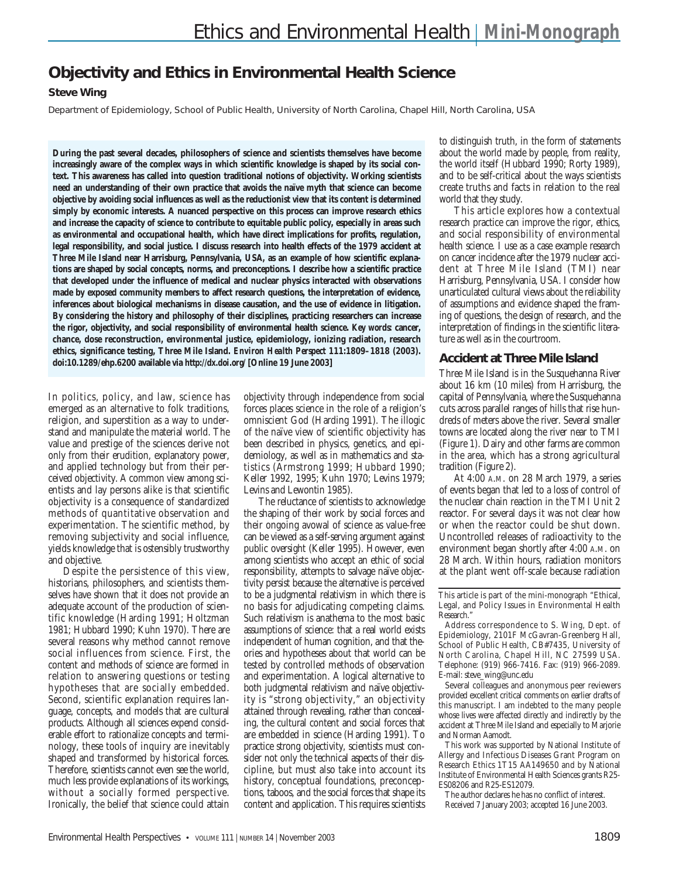# Objectivity and Ethics in Environmental Health Science

**Steve Wing**

Department of Epidemiology, School of Public Health, University of North Carolina, Chapel Hill, North Carolina, USA

**During the past several decades, philosophers of science and scientists themselves have become increasingly aware of the complex ways in which scientific knowledge is shaped by its social context. This awareness has called into question traditional notions of objectivity. Working scientists need an understanding of their own practice that avoids the naïve myth that science can become objective by avoiding social influences as well as the reductionist view that its content is determined simply by economic interests. A nuanced perspective on this process can improve research ethics and increase the capacity of science to contribute to equitable public policy, especially in areas such as environmental and occupational health, which have direct implications for profits, regulation, legal responsibility, and social justice. I discuss research into health effects of the 1979 accident at Three Mile Island near Harrisburg, Pennsylvania, USA, as an example of how scientific explanations are shaped by social concepts, norms, and preconceptions. I describe how a scientific practice that developed under the influence of medical and nuclear physics interacted with observations made by exposed community members to affect research questions, the interpretation of evidence, inferences about biological mechanisms in disease causation, and the use of evidence in litigation. By considering the history and philosophy of their disciplines, practicing researchers can increase the rigor, objectivity, and social responsibility of environmental health science.** *Key words:* **cancer, chance, dose reconstruction, environmental justice, epidemiology, ionizing radiation, research ethics, significance testing, Three Mile Island.** *Environ Health Perspect* **111:1809–1818 (2003). doi:10.1289/ehp.6200 available via http://dx.doi.org/ [Online 19 June 2003]**

In politics, policy, and law, science has emerged as an alternative to folk traditions, religion, and superstition as a way to understand and manipulate the material world. The value and prestige of the sciences derive not only from their erudition, explanatory power, and applied technology but from their perceived objectivity. A common view among scientists and lay persons alike is that scientific objectivity is a consequence of standardized methods of quantitative observation and experimentation. The scientific method, by removing subjectivity and social influence, yields knowledge that is ostensibly trustworthy and objective.

Despite the persistence of this view, historians, philosophers, and scientists themselves have shown that it does not provide an adequate account of the production of scientific knowledge (Harding 1991; Holtzman 1981; Hubbard 1990; Kuhn 1970). There are several reasons why method cannot remove social influences from science. First, the content and methods of science are formed in relation to answering questions or testing hypotheses that are socially embedded. Second, scientific explanation requires language, concepts, and models that are cultural products. Although all sciences expend considerable effort to rationalize concepts and terminology, these tools of inquiry are inevitably shaped and transformed by historical forces. Therefore, scientists cannot even see the world, much less provide explanations of its workings, without a socially formed perspective. Ironically, the belief that science could attain objectivity through independence from social forces places science in the role of a religion's omniscient God (Harding 1991). The illogic of the naïve view of scientific objectivity has been described in physics, genetics, and epidemiology, as well as in mathematics and statistics (Armstrong 1999; Hubbard 1990; Keller 1992, 1995; Kuhn 1970; Levins 1979; Levins and Lewontin 1985).

The reluctance of scientists to acknowledge the shaping of their work by social forces and their ongoing avowal of science as value-free can be viewed as a self-serving argument against public oversight (Keller 1995). However, even among scientists who accept an ethic of social responsibility, attempts to salvage naïve objectivity persist because the alternative is perceived to be a judgmental relativism in which there is no basis for adjudicating competing claims. Such relativism is anathema to the most basic assumptions of science: that a real world exists independent of human cognition, and that theories and hypotheses about that world can be tested by controlled methods of observation and experimentation. A logical alternative to both judgmental relativism and naïve objectivity is "strong objectivity," an objectivity attained through revealing, rather than concealing, the cultural content and social forces that are embedded in science (Harding 1991). To practice strong objectivity, scientists must consider not only the technical aspects of their discipline, but must also take into account its history, conceptual foundations, preconceptions, taboos, and the social forces that shape its content and application. This requires scientists to distinguish truth, in the form of statements about the world made by people, from reality, the world itself (Hubbard 1990; Rorty 1989), and to be self-critical about the ways scientists create truths and facts in relation to the real world that they study.

This article explores how a contextual research practice can improve the rigor, ethics, and social responsibility of environmental health science. I use as a case example research on cancer incidence after the 1979 nuclear accident at Three Mile Island (TMI) near Harrisburg, Pennsylvania, USA. I consider how unarticulated cultural views about the reliability of assumptions and evidence shaped the framing of questions, the design of research, and the interpretation of findings in the scientific literature as well as in the courtroom.

## Accident at Three Mile Island

Three Mile Island is in the Susquehanna River about 16 km (10 miles) from Harrisburg, the capital of Pennsylvania, where the Susquehanna cuts across parallel ranges of hills that rise hundreds of meters above the river. Several smaller towns are located along the river near to TMI (Figure 1). Dairy and other farms are common in the area, which has a strong agricultural tradition (Figure 2).

At 4:00 A.M. on 28 March 1979, a series of events began that led to a loss of control of the nuclear chain reaction in the TMI Unit 2 reactor. For several days it was not clear how or when the reactor could be shut down. Uncontrolled releases of radioactivity to the environment began shortly after 4:00 A.M. on 28 March. Within hours, radiation monitors at the plant went off-scale because radiation

This article is part of the mini-monograph "Ethical, Legal, and Policy Issues in Environmental Health Research."

Address correspondence to S. Wing, Dept. of Epidemiology, 2101F McGavran-Greenberg Hall, School of Public Health, CB#7435, University of North Carolina, Chapel Hill, NC 27599 USA. Telephone: (919) 966-7416. Fax: (919) 966-2089. E-mail: steve_wing@unc.edu

Several colleagues and anonymous peer reviewers provided excellent critical comments on earlier drafts of this manuscript. I am indebted to the many people whose lives were affected directly and indirectly by the accident at Three Mile Island and especially to Marjorie and Norman Aamodt.

This work was supported by National Institute of Allergy and Infectious Diseases Grant Program on Research Ethics 1T15 AA149650 and by National Institute of Environmental Health Sciences grants R25-ES08206 and R25-ES12079.

The author declares he has no conflict of interest.

Received 7 January 2003; accepted 16 June 2003.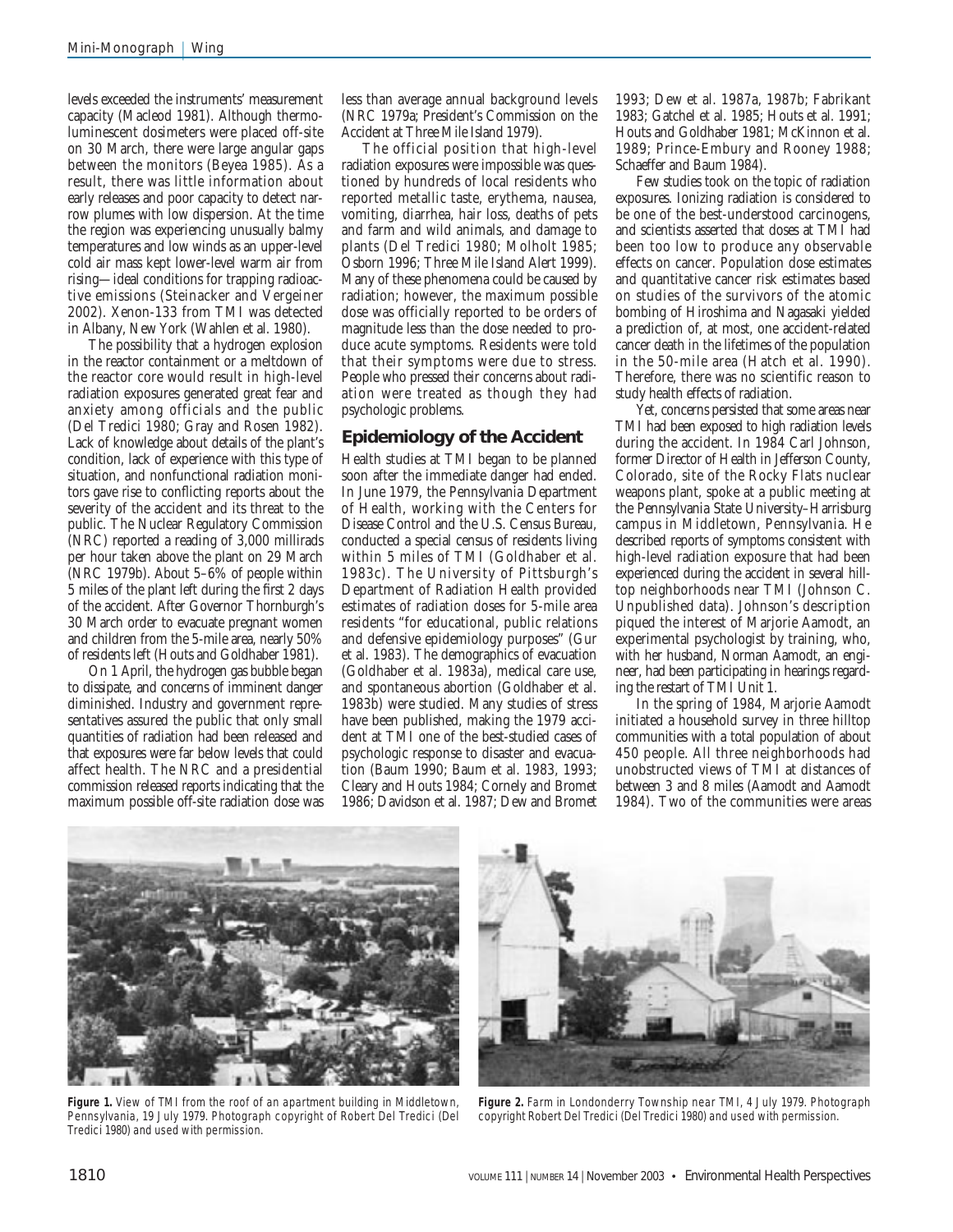levels exceeded the instruments' measurement capacity (Macleod 1981). Although thermoluminescent dosimeters were placed off-site on 30 March, there were large angular gaps between the monitors (Beyea 1985). As a result, there was little information about early releases and poor capacity to detect narrow plumes with low dispersion. At the time the region was experiencing unusually balmy temperatures and low winds as an upper-level cold air mass kept lower-level warm air from rising—ideal conditions for trapping radioactive emissions (Steinacker and Vergeiner 2002). Xenon-133 from TMI was detected in Albany, New York (Wahlen et al. 1980).

The possibility that a hydrogen explosion in the reactor containment or a meltdown of the reactor core would result in high-level radiation exposures generated great fear and anxiety among officials and the public (Del Tredici 1980; Gray and Rosen 1982). Lack of knowledge about details of the plant's condition, lack of experience with this type of situation, and nonfunctional radiation monitors gave rise to conflicting reports about the severity of the accident and its threat to the public. The Nuclear Regulatory Commission (NRC) reported a reading of 3,000 millirads per hour taken above the plant on 29 March (NRC 1979b). About 5–6% of people within 5 miles of the plant left during the first 2 days of the accident. After Governor Thornburgh's 30 March order to evacuate pregnant women and children from the 5-mile area, nearly 50% of residents left (Houts and Goldhaber 1981).

On 1 April, the hydrogen gas bubble began to dissipate, and concerns of imminent danger diminished. Industry and government representatives assured the public that only small quantities of radiation had been released and that exposures were far below levels that could affect health. The NRC and a presidential commission released reports indicating that the maximum possible off-site radiation dose was less than average annual background levels (NRC 1979a; President's Commission on the Accident at Three Mile Island 1979).

The official position that high-level radiation exposures were impossible was questioned by hundreds of local residents who reported metallic taste, erythema, nausea, vomiting, diarrhea, hair loss, deaths of pets and farm and wild animals, and damage to plants (Del Tredici 1980; Molholt 1985; Osborn 1996; Three Mile Island Alert 1999). Many of these phenomena could be caused by radiation; however, the maximum possible dose was officially reported to be orders of magnitude less than the dose needed to produce acute symptoms. Residents were told that their symptoms were due to stress. People who pressed their concerns about radiation were treated as though they had psychologic problems.

## Epidemiology of the Accident

Health studies at TMI began to be planned soon after the immediate danger had ended. In June 1979, the Pennsylvania Department of Health, working with the Centers for Disease Control and the U.S. Census Bureau, conducted a special census of residents living within 5 miles of TMI (Goldhaber et al. 1983c). The University of Pittsburgh's Department of Radiation Health provided estimates of radiation doses for 5-mile area residents "for educational, public relations and defensive epidemiology purposes" (Gur et al. 1983). The demographics of evacuation (Goldhaber et al. 1983a), medical care use, and spontaneous abortion (Goldhaber et al. 1983b) were studied. Many studies of stress have been published, making the 1979 accident at TMI one of the best-studied cases of psychologic response to disaster and evacuation (Baum 1990; Baum et al. 1983, 1993; Cleary and Houts 1984; Cornely and Bromet 1986; Davidson et al. 1987; Dew and Bromet 1993; Dew et al. 1987a, 1987b; Fabrikant 1983; Gatchel et al. 1985; Houts et al. 1991; Houts and Goldhaber 1981; McKinnon et al. 1989; Prince-Embury and Rooney 1988; Schaeffer and Baum 1984).

Few studies took on the topic of radiation exposures. Ionizing radiation is considered to be one of the best-understood carcinogens, and scientists asserted that doses at TMI had been too low to produce any observable effects on cancer. Population dose estimates and quantitative cancer risk estimates based on studies of the survivors of the atomic bombing of Hiroshima and Nagasaki yielded a prediction of, at most, one accident-related cancer death in the lifetimes of the population in the 50-mile area (Hatch et al. 1990). Therefore, there was no scientific reason to study health effects of radiation.

Yet, concerns persisted that some areas near TMI had been exposed to high radiation levels during the accident. In 1984 Carl Johnson, former Director of Health in Jefferson County, Colorado, site of the Rocky Flats nuclear weapons plant, spoke at a public meeting at the Pennsylvania State University–Harrisburg campus in Middletown, Pennsylvania. He described reports of symptoms consistent with high-level radiation exposure that had been experienced during the accident in several hilltop neighborhoods near TMI (Johnson C. Unpublished data). Johnson's description piqued the interest of Marjorie Aamodt, an experimental psychologist by training, who, with her husband, Norman Aamodt, an engineer, had been participating in hearings regarding the restart of TMI Unit 1.

In the spring of 1984, Marjorie Aamodt initiated a household survey in three hilltop communities with a total population of about 450 people. All three neighborhoods had unobstructed views of TMI at distances of between 3 and 8 miles (Aamodt and Aamodt 1984). Two of the communities were areas

**Figure 1.** View of TMI from the roof of an apartment building in Middletown, Pennsylvania, 19 July 1979. Photograph copyright of Robert Del Tredici (Del Tredici 1980) and used with permission.

**Figure 2.** Farm in Londonderry Township near TMI, 4 July 1979. Photograph copyright Robert Del Tredici (Del Tredici 1980) and used with permission.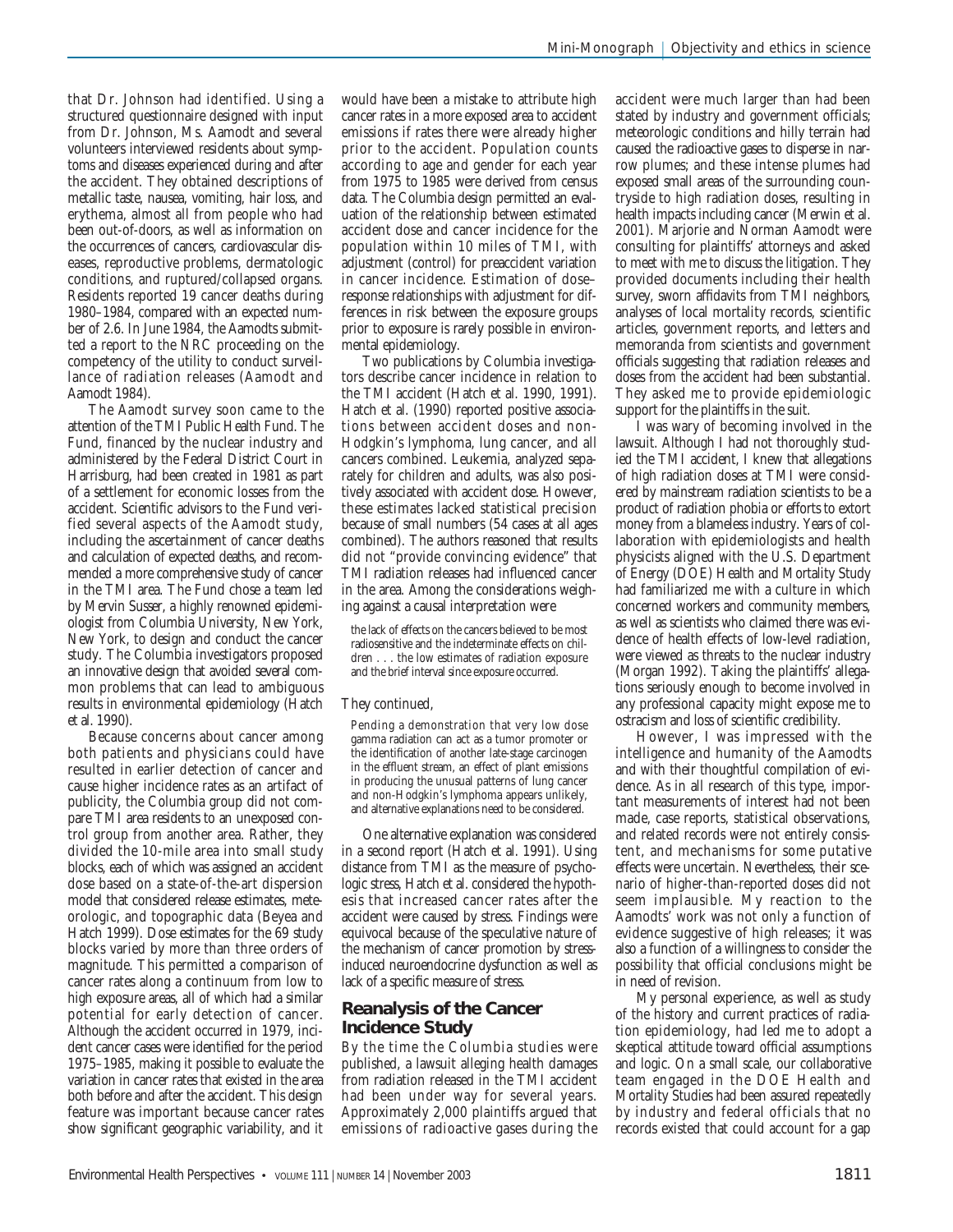that Dr. Johnson had identified. Using a structured questionnaire designed with input from Dr. Johnson, Ms. Aamodt and several volunteers interviewed residents about symptoms and diseases experienced during and after the accident. They obtained descriptions of metallic taste, nausea, vomiting, hair loss, and erythema, almost all from people who had been out-of-doors, as well as information on the occurrences of cancers, cardiovascular diseases, reproductive problems, dermatologic conditions, and ruptured/collapsed organs. Residents reported 19 cancer deaths during 1980–1984, compared with an expected number of 2.6. In June 1984, the Aamodts submitted a report to the NRC proceeding on the competency of the utility to conduct surveillance of radiation releases (Aamodt and Aamodt 1984).

The Aamodt survey soon came to the attention of the TMI Public Health Fund. The Fund, financed by the nuclear industry and administered by the Federal District Court in Harrisburg, had been created in 1981 as part of a settlement for economic losses from the accident. Scientific advisors to the Fund verified several aspects of the Aamodt study, including the ascertainment of cancer deaths and calculation of expected deaths, and recommended a more comprehensive study of cancer in the TMI area. The Fund chose a team led by Mervin Susser, a highly renowned epidemiologist from Columbia University, New York, New York, to design and conduct the cancer study. The Columbia investigators proposed an innovative design that avoided several common problems that can lead to ambiguous results in environmental epidemiology (Hatch et al. 1990).

Because concerns about cancer among both patients and physicians could have resulted in earlier detection of cancer and cause higher incidence rates as an artifact of publicity, the Columbia group did not compare TMI area residents to an unexposed control group from another area. Rather, they divided the 10-mile area into small study blocks, each of which was assigned an accident dose based on a state-of-the-art dispersion model that considered release estimates, meteorologic, and topographic data (Beyea and Hatch 1999). Dose estimates for the 69 study blocks varied by more than three orders of magnitude. This permitted a comparison of cancer rates along a continuum from low to high exposure areas, all of which had a similar potential for early detection of cancer. Although the accident occurred in 1979, incident cancer cases were identified for the period 1975–1985, making it possible to evaluate the variation in cancer rates that existed in the area both before and after the accident. This design feature was important because cancer rates show significant geographic variability, and it would have been a mistake to attribute high cancer rates in a more exposed area to accident emissions if rates there were already higher prior to the accident. Population counts according to age and gender for each year from 1975 to 1985 were derived from census data. The Columbia design permitted an evaluation of the relationship between estimated accident dose and cancer incidence for the population within 10 miles of TMI, with adjustment (control) for preaccident variation in cancer incidence. Estimation of dose–response relationships with adjustment for differences in risk between the exposure groups prior to exposure is rarely possible in environmental epidemiology.

Two publications by Columbia investigators describe cancer incidence in relation to the TMI accident (Hatch et al. 1990, 1991). Hatch et al. (1990) reported positive associations between accident doses and non-Hodgkin's lymphoma, lung cancer, and all cancers combined. Leukemia, analyzed separately for children and adults, was also positively associated with accident dose. However, these estimates lacked statistical precision because of small numbers (54 cases at all ages combined). The authors reasoned that results did not "provide convincing evidence" that TMI radiation releases had influenced cancer in the area. Among the considerations weighing against a causal interpretation were

> the lack of effects on the cancers believed to be most radiosensitive and the indeterminate effects on children . . . the low estimates of radiation exposure and the brief interval since exposure occurred.

They continued,

> Pending a demonstration that very low dose gamma radiation can act as a tumor promoter or the identification of another late-stage carcinogen in the effluent stream, an effect of plant emissions in producing the unusual patterns of lung cancer and non-Hodgkin's lymphoma appears unlikely, and alternative explanations need to be considered.

One alternative explanation was considered in a second report (Hatch et al. 1991). Using distance from TMI as the measure of psychologic stress, Hatch et al. considered the hypothesis that increased cancer rates after the accident were caused by stress. Findings were equivocal because of the speculative nature of the mechanism of cancer promotion by stress-induced neuroendocrine dysfunction as well as lack of a specific measure of stress.

## Reanalysis of the Cancer Incidence Study

By the time the Columbia studies were published, a lawsuit alleging health damages from radiation released in the TMI accident had been under way for several years. Approximately 2,000 plaintiffs argued that emissions of radioactive gases during the accident were much larger than had been stated by industry and government officials; meteorologic conditions and hilly terrain had caused the radioactive gases to disperse in narrow plumes; and these intense plumes had exposed small areas of the surrounding countryside to high radiation doses, resulting in health impacts including cancer (Merwin et al. 2001). Marjorie and Norman Aamodt were consulting for plaintiffs' attorneys and asked to meet with me to discuss the litigation. They provided documents including their health survey, sworn affidavits from TMI neighbors, analyses of local mortality records, scientific articles, government reports, and letters and memoranda from scientists and government officials suggesting that radiation releases and doses from the accident had been substantial. They asked me to provide epidemiologic support for the plaintiffs in the suit.

I was wary of becoming involved in the lawsuit. Although I had not thoroughly studied the TMI accident, I knew that allegations of high radiation doses at TMI were considered by mainstream radiation scientists to be a product of radiation phobia or efforts to extort money from a blameless industry. Years of collaboration with epidemiologists and health physicists aligned with the U.S. Department of Energy (DOE) Health and Mortality Study had familiarized me with a culture in which concerned workers and community members, as well as scientists who claimed there was evidence of health effects of low-level radiation, were viewed as threats to the nuclear industry (Morgan 1992). Taking the plaintiffs' allegations seriously enough to become involved in any professional capacity might expose me to ostracism and loss of scientific credibility.

However, I was impressed with the intelligence and humanity of the Aamodts and with their thoughtful compilation of evidence. As in all research of this type, important measurements of interest had not been made, case reports, statistical observations, and related records were not entirely consistent, and mechanisms for some putative effects were uncertain. Nevertheless, their scenario of higher-than-reported doses did not seem implausible. My reaction to the Aamodts' work was not only a function of evidence suggestive of high releases; it was also a function of a willingness to consider the possibility that official conclusions might be in need of revision.

My personal experience, as well as study of the history and current practices of radiation epidemiology, had led me to adopt a skeptical attitude toward official assumptions and logic. On a small scale, our collaborative team engaged in the DOE Health and Mortality Studies had been assured repeatedly by industry and federal officials that no records existed that could account for a gap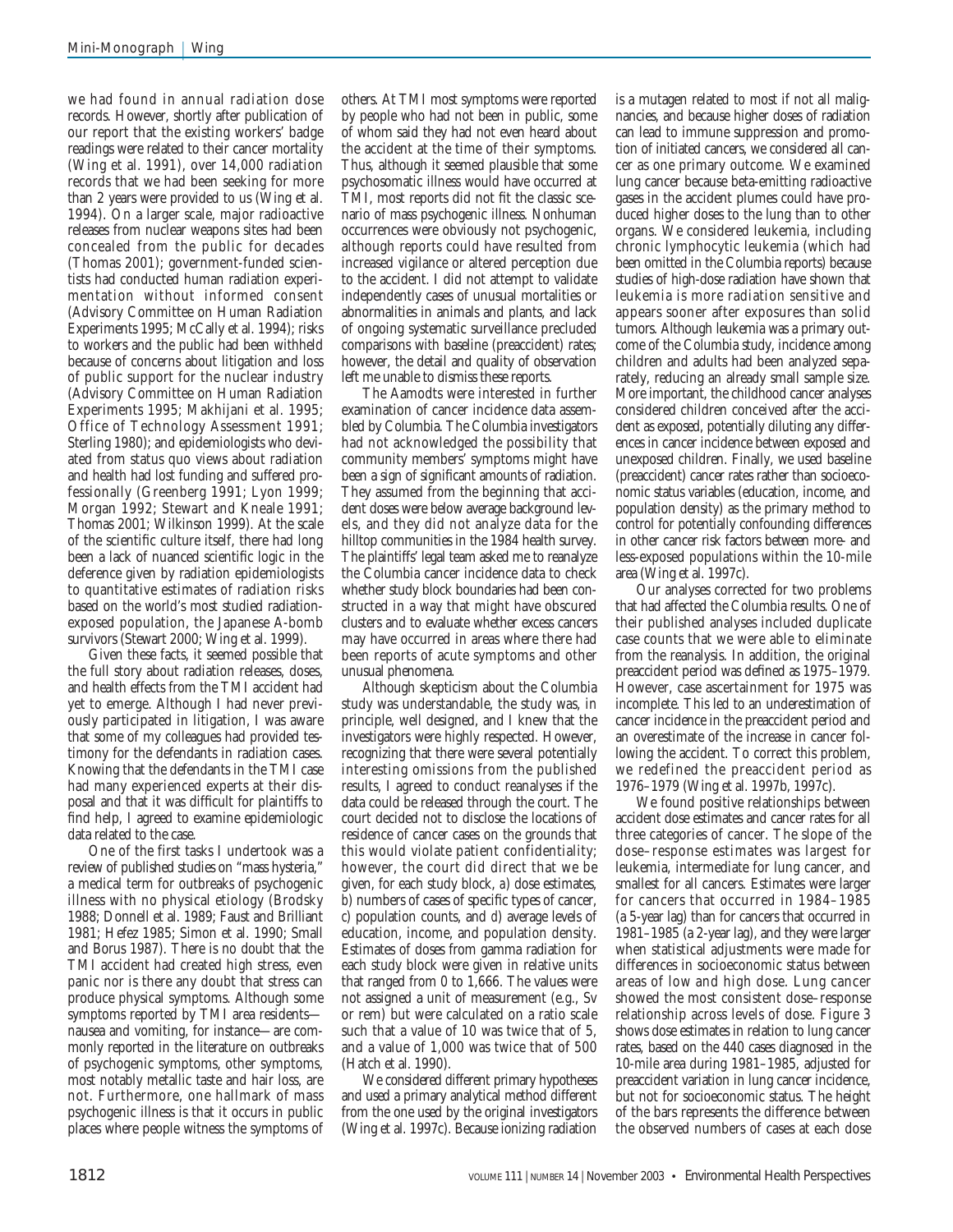we had found in annual radiation dose records. However, shortly after publication of our report that the existing workers' badge readings were related to their cancer mortality (Wing et al. 1991), over 14,000 radiation records that we had been seeking for more than 2 years were provided to us (Wing et al. 1994). On a larger scale, major radioactive releases from nuclear weapons sites had been concealed from the public for decades (Thomas 2001); government-funded scientists had conducted human radiation experimentation without informed consent (Advisory Committee on Human Radiation Experiments 1995; McCally et al. 1994); risks to workers and the public had been withheld because of concerns about litigation and loss of public support for the nuclear industry (Advisory Committee on Human Radiation Experiments 1995; Makhijani et al. 1995; Office of Technology Assessment 1991; Sterling 1980); and epidemiologists who deviated from status quo views about radiation and health had lost funding and suffered professionally (Greenberg 1991; Lyon 1999; Morgan 1992; Stewart and Kneale 1991; Thomas 2001; Wilkinson 1999). At the scale of the scientific culture itself, there had long been a lack of nuanced scientific logic in the deference given by radiation epidemiologists to quantitative estimates of radiation risks based on the world's most studied radiation-exposed population, the Japanese A-bomb survivors (Stewart 2000; Wing et al. 1999).

Given these facts, it seemed possible that the full story about radiation releases, doses, and health effects from the TMI accident had yet to emerge. Although I had never previously participated in litigation, I was aware that some of my colleagues had provided testimony for the defendants in radiation cases. Knowing that the defendants in the TMI case had many experienced experts at their disposal and that it was difficult for plaintiffs to find help, I agreed to examine epidemiologic data related to the case.

One of the first tasks I undertook was a review of published studies on "mass hysteria," a medical term for outbreaks of psychogenic illness with no physical etiology (Brodsky 1988; Donnell et al. 1989; Faust and Brilliant 1981; Hefez 1985; Simon et al. 1990; Small and Borus 1987). There is no doubt that the TMI accident had created high stress, even panic nor is there any doubt that stress can produce physical symptoms. Although some symptoms reported by TMI area residents—nausea and vomiting, for instance—are commonly reported in the literature on outbreaks of psychogenic symptoms, other symptoms, most notably metallic taste and hair loss, are not. Furthermore, one hallmark of mass psychogenic illness is that it occurs in public places where people witness the symptoms of others. At TMI most symptoms were reported by people who had not been in public, some of whom said they had not even heard about the accident at the time of their symptoms. Thus, although it seemed plausible that some psychosomatic illness would have occurred at TMI, most reports did not fit the classic scenario of mass psychogenic illness. Nonhuman occurrences were obviously not psychogenic, although reports could have resulted from increased vigilance or altered perception due to the accident. I did not attempt to validate independently cases of unusual mortalities or abnormalities in animals and plants, and lack of ongoing systematic surveillance precluded comparisons with baseline (preaccident) rates; however, the detail and quality of observation left me unable to dismiss these reports.

The Aamodts were interested in further examination of cancer incidence data assembled by Columbia. The Columbia investigators had not acknowledged the possibility that community members' symptoms might have been a sign of significant amounts of radiation. They assumed from the beginning that accident doses were below average background levels, and they did not analyze data for the hilltop communities in the 1984 health survey. The plaintiffs' legal team asked me to reanalyze the Columbia cancer incidence data to check whether study block boundaries had been constructed in a way that might have obscured clusters and to evaluate whether excess cancers may have occurred in areas where there had been reports of acute symptoms and other unusual phenomena.

Although skepticism about the Columbia study was understandable, the study was, in principle, well designed, and I knew that the investigators were highly respected. However, recognizing that there were several potentially interesting omissions from the published results, I agreed to conduct reanalyses if the data could be released through the court. The court decided not to disclose the locations of residence of cancer cases on the grounds that this would violate patient confidentiality; however, the court did direct that we be given, for each study block, *a*) dose estimates, *b*) numbers of cases of specific types of cancer, *c*) population counts, and *d*) average levels of education, income, and population density. Estimates of doses from gamma radiation for each study block were given in relative units that ranged from 0 to 1,666. The values were not assigned a unit of measurement (e.g., Sv or rem) but were calculated on a ratio scale such that a value of 10 was twice that of 5, and a value of 1,000 was twice that of 500 (Hatch et al. 1990).

We considered different primary hypotheses and used a primary analytical method different from the one used by the original investigators (Wing et al. 1997c). Because ionizing radiation is a mutagen related to most if not all malignancies, and because higher doses of radiation can lead to immune suppression and promotion of initiated cancers, we considered all cancer as one primary outcome. We examined lung cancer because beta-emitting radioactive gases in the accident plumes could have produced higher doses to the lung than to other organs. We considered leukemia, including chronic lymphocytic leukemia (which had been omitted in the Columbia reports) because studies of high-dose radiation have shown that leukemia is more radiation sensitive and appears sooner after exposures than solid tumors. Although leukemia was a primary outcome of the Columbia study, incidence among children and adults had been analyzed separately, reducing an already small sample size. More important, the childhood cancer analyses considered children conceived after the accident as exposed, potentially diluting any differences in cancer incidence between exposed and unexposed children. Finally, we used baseline (preaccident) cancer rates rather than socioeconomic status variables (education, income, and population density) as the primary method to control for potentially confounding differences in other cancer risk factors between more- and less-exposed populations within the 10-mile area (Wing et al. 1997c).

Our analyses corrected for two problems that had affected the Columbia results. One of their published analyses included duplicate case counts that we were able to eliminate from the reanalysis. In addition, the original preaccident period was defined as 1975–1979. However, case ascertainment for 1975 was incomplete. This led to an underestimation of cancer incidence in the preaccident period and an overestimate of the increase in cancer following the accident. To correct this problem, we redefined the preaccident period as 1976–1979 (Wing et al. 1997b, 1997c).

We found positive relationships between accident dose estimates and cancer rates for all three categories of cancer. The slope of the dose–response estimates was largest for leukemia, intermediate for lung cancer, and smallest for all cancers. Estimates were larger for cancers that occurred in 1984–1985 (a 5-year lag) than for cancers that occurred in 1981–1985 (a 2-year lag), and they were larger when statistical adjustments were made for differences in socioeconomic status between areas of low and high dose. Lung cancer showed the most consistent dose–response relationship across levels of dose. Figure 3 shows dose estimates in relation to lung cancer rates, based on the 440 cases diagnosed in the 10-mile area during 1981–1985, adjusted for preaccident variation in lung cancer incidence, but not for socioeconomic status. The height of the bars represents the difference between the observed numbers of cases at each dose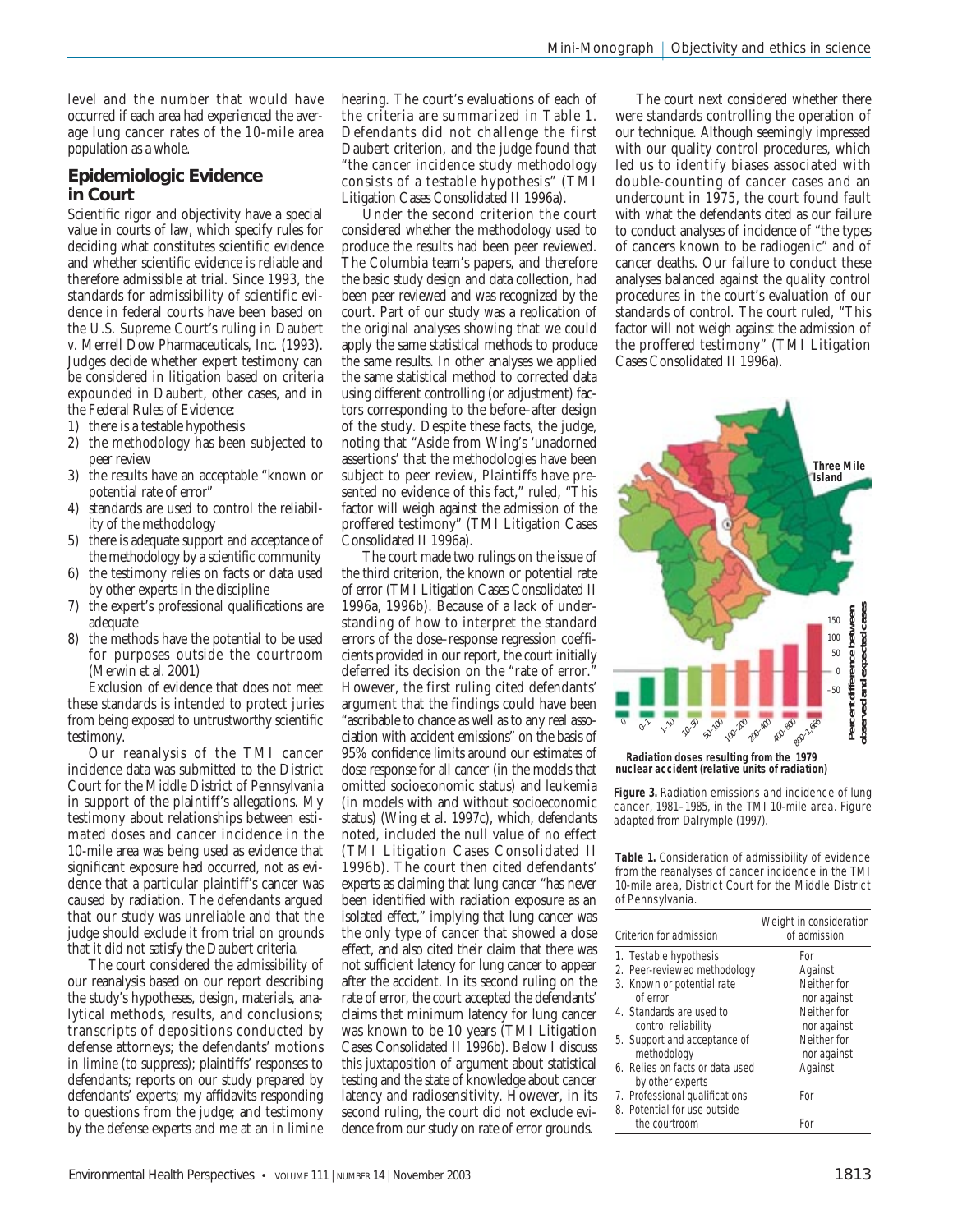level and the number that would have occurred if each area had experienced the average lung cancer rates of the 10-mile area population as a whole.

## Epidemiologic Evidence in Court

Scientific rigor and objectivity have a special value in courts of law, which specify rules for deciding what constitutes scientific evidence and whether scientific evidence is reliable and therefore admissible at trial. Since 1993, the standards for admissibility of scientific evidence in federal courts have been based on the U.S. Supreme Court's ruling in Daubert v. Merrell Dow Pharmaceuticals, Inc. (1993). Judges decide whether expert testimony can be considered in litigation based on criteria expounded in Daubert, other cases, and in the Federal Rules of Evidence:

1) there is a testable hypothesis
2) the methodology has been subjected to peer review
3) the results have an acceptable "known or potential rate of error"
4) standards are used to control the reliability of the methodology
5) there is adequate support and acceptance of the methodology by a scientific community
6) the testimony relies on facts or data used by other experts in the discipline
7) the expert's professional qualifications are adequate
8) the methods have the potential to be used for purposes outside the courtroom (Merwin et al. 2001)

Exclusion of evidence that does not meet these standards is intended to protect juries from being exposed to untrustworthy scientific testimony.

Our reanalysis of the TMI cancer incidence data was submitted to the District Court for the Middle District of Pennsylvania in support of the plaintiff's allegations. My testimony about relationships between estimated doses and cancer incidence in the 10-mile area was being used as evidence that significant exposure had occurred, not as evidence that a particular plaintiff's cancer was caused by radiation. The defendants argued that our study was unreliable and that the judge should exclude it from trial on grounds that it did not satisfy the Daubert criteria.

The court considered the admissibility of our reanalysis based on our report describing the study's hypotheses, design, materials, analytical methods, results, and conclusions; transcripts of depositions conducted by defense attorneys; the defendants' motions *in limine* (to suppress); plaintiffs' responses to defendants; reports on our study prepared by defendants' experts; my affidavits responding to questions from the judge; and testimony by the defense experts and me at an *in limine* hearing. The court's evaluations of each of the criteria are summarized in Table 1. Defendants did not challenge the first Daubert criterion, and the judge found that "the cancer incidence study methodology consists of a testable hypothesis" (TMI Litigation Cases Consolidated II 1996a).

Under the second criterion the court considered whether the methodology used to produce the results had been peer reviewed. The Columbia team's papers, and therefore the basic study design and data collection, had been peer reviewed and was recognized by the court. Part of our study was a replication of the original analyses showing that we could apply the same statistical methods to produce the same results. In other analyses we applied the same statistical method to corrected data using different controlling (or adjustment) factors corresponding to the before–after design of the study. Despite these facts, the judge, noting that "Aside from Wing's 'unadorned assertions' that the methodologies have been subject to peer review, Plaintiffs have presented no evidence of this fact," ruled, "This factor will weigh against the admission of the proffered testimony" (TMI Litigation Cases Consolidated II 1996a).

The court made two rulings on the issue of the third criterion, the known or potential rate of error (TMI Litigation Cases Consolidated II 1996a, 1996b). Because of a lack of understanding of how to interpret the standard errors of the dose–response regression coefficients provided in our report, the court initially deferred its decision on the "rate of error." However, the first ruling cited defendants' argument that the findings could have been "ascribable to chance as well as to any real association with accident emissions" on the basis of 95% confidence limits around our estimates of dose response for all cancer (in the models that omitted socioeconomic status) and leukemia (in models with and without socioeconomic status) (Wing et al. 1997c), which, defendants noted, included the null value of no effect (TMI Litigation Cases Consolidated II 1996b). The court then cited defendants' experts as claiming that lung cancer "has never been identified with radiation exposure as an isolated effect," implying that lung cancer was the only type of cancer that showed a dose effect, and also cited their claim that there was not sufficient latency for lung cancer to appear after the accident. In its second ruling on the rate of error, the court accepted the defendants' claims that minimum latency for lung cancer was known to be 10 years (TMI Litigation Cases Consolidated II 1996b). Below I discuss this juxtaposition of argument about statistical testing and the state of knowledge about cancer latency and radiosensitivity. However, in its second ruling, the court did not exclude evidence from our study on rate of error grounds.

The court next considered whether there were standards controlling the operation of our technique. Although seemingly impressed with our quality control procedures, which led us to identify biases associated with double-counting of cancer cases and an undercount in 1975, the court found fault with what the defendants cited as our failure to conduct analyses of incidence of "the types of cancers known to be radiogenic" and of cancer deaths. Our failure to conduct these analyses balanced against the quality control procedures in the court's evaluation of our standards of control. The court ruled, "This factor will not weigh against the admission of the proffered testimony" (TMI Litigation Cases Consolidated II 1996a).

Three Mile Island

150
100
50
0
–50

Percent difference between observed and expected cases

0
0–1
1–10
10–50
50–100
100–200
200–400
400–800
800–1,666

Radiation doses resulting from the 1979 nuclear accident (relative units of radiation)

**Figure 3.** Radiation emissions and incidence of lung cancer, 1981–1985, in the TMI 10-mile area. Figure adapted from Dalrymple (1997).

**Table 1.** Consideration of admissibility of evidence from the reanalyses of cancer incidence in the TMI 10-mile area, District Court for the Middle District of Pennsylvania.

| Criterion for admission | Weight in consideration of admission |
|---|---|
| 1. Testable hypothesis | For |
| 2. Peer-reviewed methodology | Against |
| 3. Known or potential rate of error | Neither for nor against |
| 4. Standards are used to control reliability | Neither for nor against |
| 5. Support and acceptance of methodology | Neither for nor against |
| 6. Relies on facts or data used by other experts | Against |
| 7. Professional qualifications | For |
| 8. Potential for use outside the courtroom | For |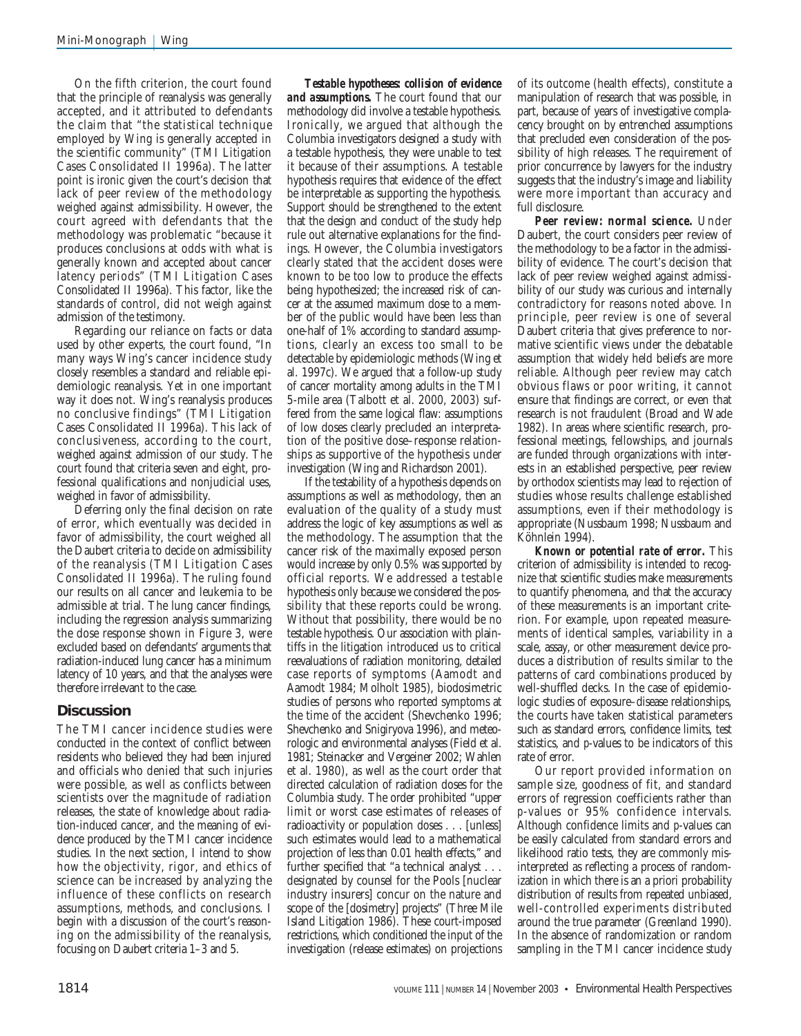On the fifth criterion, the court found that the principle of reanalysis was generally accepted, and it attributed to defendants the claim that "the statistical technique employed by Wing is generally accepted in the scientific community" (TMI Litigation Cases Consolidated II 1996a). The latter point is ironic given the court's decision that lack of peer review of the methodology weighed against admissibility. However, the court agreed with defendants that the methodology was problematic "because it produces conclusions at odds with what is generally known and accepted about cancer latency periods" (TMI Litigation Cases Consolidated II 1996a). This factor, like the standards of control, did not weigh against admission of the testimony.

Regarding our reliance on facts or data used by other experts, the court found, "In many ways Wing's cancer incidence study closely resembles a standard and reliable epidemiologic reanalysis. Yet in one important way it does not. Wing's reanalysis produces no conclusive findings" (TMI Litigation Cases Consolidated II 1996a). This lack of conclusiveness, according to the court, weighed against admission of our study. The court found that criteria seven and eight, professional qualifications and nonjudicial uses, weighed in favor of admissibility.

Deferring only the final decision on rate of error, which eventually was decided in favor of admissibility, the court weighed all the Daubert criteria to decide on admissibility of the reanalysis (TMI Litigation Cases Consolidated II 1996a). The ruling found our results on all cancer and leukemia to be admissible at trial. The lung cancer findings, including the regression analysis summarizing the dose response shown in Figure 3, were excluded based on defendants' arguments that radiation-induced lung cancer has a minimum latency of 10 years, and that the analyses were therefore irrelevant to the case.

## Discussion

The TMI cancer incidence studies were conducted in the context of conflict between residents who believed they had been injured and officials who denied that such injuries were possible, as well as conflicts between scientists over the magnitude of radiation releases, the state of knowledge about radiation-induced cancer, and the meaning of evidence produced by the TMI cancer incidence studies. In the next section, I intend to show how the objectivity, rigor, and ethics of science can be increased by analyzing the influence of these conflicts on research assumptions, methods, and conclusions. I begin with a discussion of the court's reasoning on the admissibility of the reanalysis, focusing on Daubert criteria 1–3 and 5.

***Testable hypotheses: collision of evidence and assumptions.*** The court found that our methodology did involve a testable hypothesis. Ironically, we argued that although the Columbia investigators designed a study with a testable hypothesis, they were unable to test it because of their assumptions. A testable hypothesis requires that evidence of the effect be interpretable as supporting the hypothesis. Support should be strengthened to the extent that the design and conduct of the study help rule out alternative explanations for the findings. However, the Columbia investigators clearly stated that the accident doses were known to be too low to produce the effects being hypothesized; the increased risk of cancer at the assumed maximum dose to a member of the public would have been less than one-half of 1% according to standard assumptions, clearly an excess too small to be detectable by epidemiologic methods (Wing et al. 1997c). We argued that a follow-up study of cancer mortality among adults in the TMI 5-mile area (Talbott et al. 2000, 2003) suffered from the same logical flaw: assumptions of low doses clearly precluded an interpretation of the positive dose–response relationships as supportive of the hypothesis under investigation (Wing and Richardson 2001).

If the testability of a hypothesis depends on assumptions as well as methodology, then an evaluation of the quality of a study must address the logic of key assumptions as well as the methodology. The assumption that the cancer risk of the maximally exposed person would increase by only 0.5% was supported by official reports. We addressed a testable hypothesis only because we considered the possibility that these reports could be wrong. Without that possibility, there would be no testable hypothesis. Our association with plaintiffs in the litigation introduced us to critical reevaluations of radiation monitoring, detailed case reports of symptoms (Aamodt and Aamodt 1984; Molholt 1985), biodosimetric studies of persons who reported symptoms at the time of the accident (Shevchenko 1996; Shevchenko and Snigiryova 1996), and meteorologic and environmental analyses (Field et al. 1981; Steinacker and Vergeiner 2002; Wahlen et al. 1980), as well as the court order that directed calculation of radiation doses for the Columbia study. The order prohibited "upper limit or worst case estimates of releases of radioactivity or population doses . . . [unless] such estimates would lead to a mathematical projection of less than 0.01 health effects," and further specified that "a technical analyst . . . designated by counsel for the Pools [nuclear industry insurers] concur on the nature and scope of the [dosimetry] projects" (Three Mile Island Litigation 1986). These court-imposed restrictions, which conditioned the input of the investigation (release estimates) on projections of its outcome (health effects), constitute a manipulation of research that was possible, in part, because of years of investigative complacency brought on by entrenched assumptions that precluded even consideration of the possibility of high releases. The requirement of prior concurrence by lawyers for the industry suggests that the industry's image and liability were more important than accuracy and full disclosure.

***Peer review: normal science.*** Under Daubert, the court considers peer review of the methodology to be a factor in the admissibility of evidence. The court's decision that lack of peer review weighed against admissibility of our study was curious and internally contradictory for reasons noted above. In principle, peer review is one of several Daubert criteria that gives preference to normative scientific views under the debatable assumption that widely held beliefs are more reliable. Although peer review may catch obvious flaws or poor writing, it cannot ensure that findings are correct, or even that research is not fraudulent (Broad and Wade 1982). In areas where scientific research, professional meetings, fellowships, and journals are funded through organizations with interests in an established perspective, peer review by orthodox scientists may lead to rejection of studies whose results challenge established assumptions, even if their methodology is appropriate (Nussbaum 1998; Nussbaum and Köhnlein 1994).

***Known or potential rate of error.*** This criterion of admissibility is intended to recognize that scientific studies make measurements to quantify phenomena, and that the accuracy of these measurements is an important criterion. For example, upon repeated measurements of identical samples, variability in a scale, assay, or other measurement device produces a distribution of results similar to the patterns of card combinations produced by well-shuffled decks. In the case of epidemiologic studies of exposure–disease relationships, the courts have taken statistical parameters such as standard errors, confidence limits, test statistics, and p-values to be indicators of this rate of error.

Our report provided information on sample size, goodness of fit, and standard errors of regression coefficients rather than p-values or 95% confidence intervals. Although confidence limits and p-values can be easily calculated from standard errors and likelihood ratio tests, they are commonly misinterpreted as reflecting a process of randomization in which there is an a priori probability distribution of results from repeated unbiased, well-controlled experiments distributed around the true parameter (Greenland 1990). In the absence of randomization or random sampling in the TMI cancer incidence study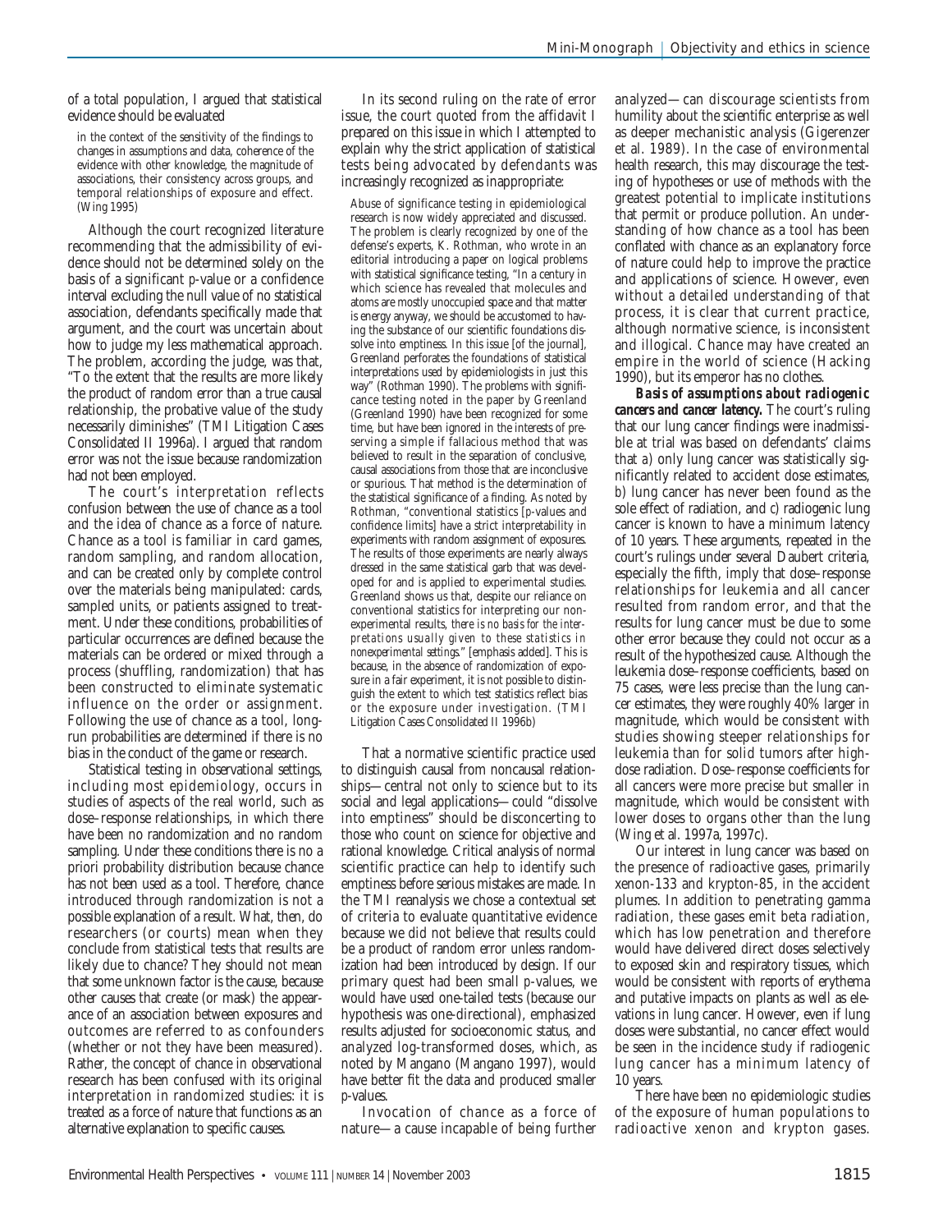of a total population, I argued that statistical evidence should be evaluated

> in the context of the sensitivity of the findings to changes in assumptions and data, coherence of the evidence with other knowledge, the magnitude of associations, their consistency across groups, and temporal relationships of exposure and effect. (Wing 1995)

Although the court recognized literature recommending that the admissibility of evidence should not be determined solely on the basis of a significant p-value or a confidence interval excluding the null value of no statistical association, defendants specifically made that argument, and the court was uncertain about how to judge my less mathematical approach. The problem, according the judge, was that, "To the extent that the results are more likely the product of random error than a true causal relationship, the probative value of the study necessarily diminishes" (TMI Litigation Cases Consolidated II 1996a). I argued that random error was not the issue because randomization had not been employed.

The court's interpretation reflects confusion between the use of chance as a tool and the idea of chance as a force of nature. Chance as a tool is familiar in card games, random sampling, and random allocation, and can be created only by complete control over the materials being manipulated: cards, sampled units, or patients assigned to treatment. Under these conditions, probabilities of particular occurrences are defined because the materials can be ordered or mixed through a process (shuffling, randomization) that has been constructed to eliminate systematic influence on the order or assignment. Following the use of chance as a tool, long-run probabilities are determined if there is no bias in the conduct of the game or research.

Statistical testing in observational settings, including most epidemiology, occurs in studies of aspects of the real world, such as dose–response relationships, in which there have been no randomization and no random sampling. Under these conditions there is no a priori probability distribution because chance has not been used as a tool. Therefore, chance introduced through randomization is not a possible explanation of a result. What, then, do researchers (or courts) mean when they conclude from statistical tests that results are likely due to chance? They should not mean that some unknown factor is the cause, because other causes that create (or mask) the appearance of an association between exposures and outcomes are referred to as confounders (whether or not they have been measured). Rather, the concept of chance in observational research has been confused with its original interpretation in randomized studies: it is treated as a force of nature that functions as an alternative explanation to specific causes.

In its second ruling on the rate of error issue, the court quoted from the affidavit I prepared on this issue in which I attempted to explain why the strict application of statistical tests being advocated by defendants was increasingly recognized as inappropriate:

> Abuse of significance testing in epidemiological research is now widely appreciated and discussed. The problem is clearly recognized by one of the defense's experts, K. Rothman, who wrote in an editorial introducing a paper on logical problems with statistical significance testing, "In a century in which science has revealed that molecules and atoms are mostly unoccupied space and that matter is energy anyway, we should be accustomed to having the substance of our scientific foundations dissolve into emptiness. In this issue [of the journal], Greenland perforates the foundations of statistical interpretations used by epidemiologists in just this way" (Rothman 1990). The problems with significance testing noted in the paper by Greenland (Greenland 1990) have been recognized for some time, but have been ignored in the interests of preserving a simple if fallacious method that was believed to result in the separation of conclusive, causal associations from those that are inconclusive or spurious. That method is the determination of the statistical significance of a finding. As noted by Rothman, "conventional statistics [p-values and confidence limits] have a strict interpretability in experiments with random assignment of exposures. The results of those experiments are nearly always dressed in the same statistical garb that was developed for and is applied to experimental studies. Greenland shows us that, despite our reliance on conventional statistics for interpreting our nonexperimental results, *there is no basis for the interpretations usually given to these statistics in nonexperimental settings*." [emphasis added]. This is because, in the absence of randomization of exposure in a fair experiment, it is not possible to distinguish the extent to which test statistics reflect bias or the exposure under investigation. (TMI Litigation Cases Consolidated II 1996b)

That a normative scientific practice used to distinguish causal from noncausal relationships—central not only to science but to its social and legal applications—could "dissolve into emptiness" should be disconcerting to those who count on science for objective and rational knowledge. Critical analysis of normal scientific practice can help to identify such emptiness before serious mistakes are made. In the TMI reanalysis we chose a contextual set of criteria to evaluate quantitative evidence because we did not believe that results could be a product of random error unless randomization had been introduced by design. If our primary quest had been small p-values, we would have used one-tailed tests (because our hypothesis was one-directional), emphasized results adjusted for socioeconomic status, and analyzed log-transformed doses, which, as noted by Mangano (Mangano 1997), would have better fit the data and produced smaller p-values.

Invocation of chance as a force of nature—a cause incapable of being further analyzed—can discourage scientists from humility about the scientific enterprise as well as deeper mechanistic analysis (Gigerenzer et al. 1989). In the case of environmental health research, this may discourage the testing of hypotheses or use of methods with the greatest potential to implicate institutions that permit or produce pollution. An understanding of how chance as a tool has been conflated with chance as an explanatory force of nature could help to improve the practice and applications of science. However, even without a detailed understanding of that process, it is clear that current practice, although normative science, is inconsistent and illogical. Chance may have created an empire in the world of science (Hacking 1990), but its emperor has no clothes.

***Basis of assumptions about radiogenic cancers and cancer latency.*** The court's ruling that our lung cancer findings were inadmissible at trial was based on defendants' claims that *a*) only lung cancer was statistically significantly related to accident dose estimates, *b*) lung cancer has never been found as the sole effect of radiation, and *c*) radiogenic lung cancer is known to have a minimum latency of 10 years. These arguments, repeated in the court's rulings under several Daubert criteria, especially the fifth, imply that dose–response relationships for leukemia and all cancer resulted from random error, and that the results for lung cancer must be due to some other error because they could not occur as a result of the hypothesized cause. Although the leukemia dose–response coefficients, based on 75 cases, were less precise than the lung cancer estimates, they were roughly 40% larger in magnitude, which would be consistent with studies showing steeper relationships for leukemia than for solid tumors after high-dose radiation. Dose–response coefficients for all cancers were more precise but smaller in magnitude, which would be consistent with lower doses to organs other than the lung (Wing et al. 1997a, 1997c).

Our interest in lung cancer was based on the presence of radioactive gases, primarily xenon-133 and krypton-85, in the accident plumes. In addition to penetrating gamma radiation, these gases emit beta radiation, which has low penetration and therefore would have delivered direct doses selectively to exposed skin and respiratory tissues, which would be consistent with reports of erythema and putative impacts on plants as well as elevations in lung cancer. However, even if lung doses were substantial, no cancer effect would be seen in the incidence study if radiogenic lung cancer has a minimum latency of 10 years.

There have been no epidemiologic studies of the exposure of human populations to radioactive xenon and krypton gases.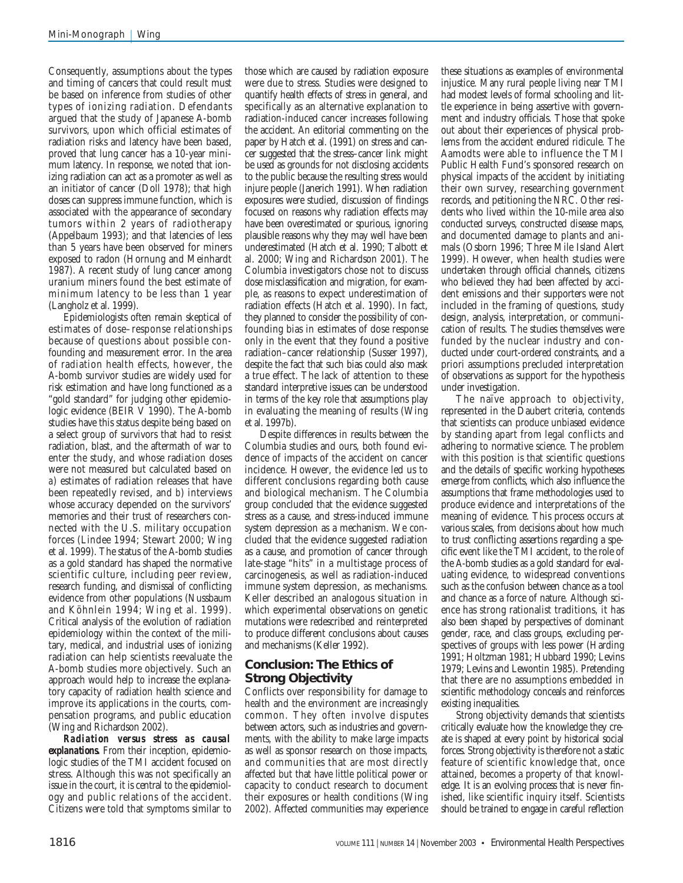Consequently, assumptions about the types and timing of cancers that could result must be based on inference from studies of other types of ionizing radiation. Defendants argued that the study of Japanese A-bomb survivors, upon which official estimates of radiation risks and latency have been based, proved that lung cancer has a 10-year minimum latency. In response, we noted that ionizing radiation can act as a promoter as well as an initiator of cancer (Doll 1978); that high doses can suppress immune function, which is associated with the appearance of secondary tumors within 2 years of radiotherapy (Appelbaum 1993); and that latencies of less than 5 years have been observed for miners exposed to radon (Hornung and Meinhardt 1987). A recent study of lung cancer among uranium miners found the best estimate of minimum latency to be less than 1 year (Langholz et al. 1999).

Epidemiologists often remain skeptical of estimates of dose–response relationships because of questions about possible confounding and measurement error. In the area of radiation health effects, however, the A-bomb survivor studies are widely used for risk estimation and have long functioned as a "gold standard" for judging other epidemiologic evidence (BEIR V 1990). The A-bomb studies have this status despite being based on a select group of survivors that had to resist radiation, blast, and the aftermath of war to enter the study, and whose radiation doses were not measured but calculated based on *a*) estimates of radiation releases that have been repeatedly revised, and *b*) interviews whose accuracy depended on the survivors' memories and their trust of researchers connected with the U.S. military occupation forces (Lindee 1994; Stewart 2000; Wing et al. 1999). The status of the A-bomb studies as a gold standard has shaped the normative scientific culture, including peer review, research funding, and dismissal of conflicting evidence from other populations (Nussbaum and Köhnlein 1994; Wing et al. 1999). Critical analysis of the evolution of radiation epidemiology within the context of the military, medical, and industrial uses of ionizing radiation can help scientists reevaluate the A-bomb studies more objectively. Such an approach would help to increase the explanatory capacity of radiation health science and improve its applications in the courts, compensation programs, and public education (Wing and Richardson 2002).

***Radiation versus stress as causal explanations.*** From their inception, epidemiologic studies of the TMI accident focused on stress. Although this was not specifically an issue in the court, it is central to the epidemiology and public relations of the accident. Citizens were told that symptoms similar to those which are caused by radiation exposure were due to stress. Studies were designed to quantify health effects of stress in general, and specifically as an alternative explanation to radiation-induced cancer increases following the accident. An editorial commenting on the paper by Hatch et al. (1991) on stress and cancer suggested that the stress–cancer link might be used as grounds for not disclosing accidents to the public because the resulting stress would injure people (Janerich 1991). When radiation exposures were studied, discussion of findings focused on reasons why radiation effects may have been overestimated or spurious, ignoring plausible reasons why they may well have been underestimated (Hatch et al. 1990; Talbott et al. 2000; Wing and Richardson 2001). The Columbia investigators chose not to discuss dose misclassification and migration, for example, as reasons to expect underestimation of radiation effects (Hatch et al. 1990). In fact, they planned to consider the possibility of confounding bias in estimates of dose response only in the event that they found a positive radiation–cancer relationship (Susser 1997), despite the fact that such bias could also mask a true effect. The lack of attention to these standard interpretive issues can be understood in terms of the key role that assumptions play in evaluating the meaning of results (Wing et al. 1997b).

Despite differences in results between the Columbia studies and ours, both found evidence of impacts of the accident on cancer incidence. However, the evidence led us to different conclusions regarding both cause and biological mechanism. The Columbia group concluded that the evidence suggested stress as a cause, and stress-induced immune system depression as a mechanism. We concluded that the evidence suggested radiation as a cause, and promotion of cancer through late-stage "hits" in a multistage process of carcinogenesis, as well as radiation-induced immune system depression, as mechanisms. Keller described an analogous situation in which experimental observations on genetic mutations were redescribed and reinterpreted to produce different conclusions about causes and mechanisms (Keller 1992).

## Conclusion: The Ethics of Strong Objectivity

Conflicts over responsibility for damage to health and the environment are increasingly common. They often involve disputes between actors, such as industries and governments, with the ability to make large impacts as well as sponsor research on those impacts, and communities that are most directly affected but that have little political power or capacity to conduct research to document their exposures or health conditions (Wing 2002). Affected communities may experience these situations as examples of environmental injustice. Many rural people living near TMI had modest levels of formal schooling and little experience in being assertive with government and industry officials. Those that spoke out about their experiences of physical problems from the accident endured ridicule. The Aamodts were able to influence the TMI Public Health Fund's sponsored research on physical impacts of the accident by initiating their own survey, researching government records, and petitioning the NRC. Other residents who lived within the 10-mile area also conducted surveys, constructed disease maps, and documented damage to plants and animals (Osborn 1996; Three Mile Island Alert 1999). However, when health studies were undertaken through official channels, citizens who believed they had been affected by accident emissions and their supporters were not included in the framing of questions, study design, analysis, interpretation, or communication of results. The studies themselves were funded by the nuclear industry and conducted under court-ordered constraints, and a priori assumptions precluded interpretation of observations as support for the hypothesis under investigation.

The naïve approach to objectivity, represented in the Daubert criteria, contends that scientists can produce unbiased evidence by standing apart from legal conflicts and adhering to normative science. The problem with this position is that scientific questions and the details of specific working hypotheses emerge from conflicts, which also influence the assumptions that frame methodologies used to produce evidence and interpretations of the meaning of evidence. This process occurs at various scales, from decisions about how much to trust conflicting assertions regarding a specific event like the TMI accident, to the role of the A-bomb studies as a gold standard for evaluating evidence, to widespread conventions such as the confusion between chance as a tool and chance as a force of nature. Although science has strong rationalist traditions, it has also been shaped by perspectives of dominant gender, race, and class groups, excluding perspectives of groups with less power (Harding 1991; Holtzman 1981; Hubbard 1990; Levins 1979; Levins and Lewontin 1985). Pretending that there are no assumptions embedded in scientific methodology conceals and reinforces existing inequalities.

Strong objectivity demands that scientists critically evaluate how the knowledge they create is shaped at every point by historical social forces. Strong objectivity is therefore not a static feature of scientific knowledge that, once attained, becomes a property of that knowledge. It is an evolving process that is never finished, like scientific inquiry itself. Scientists should be trained to engage in careful reflection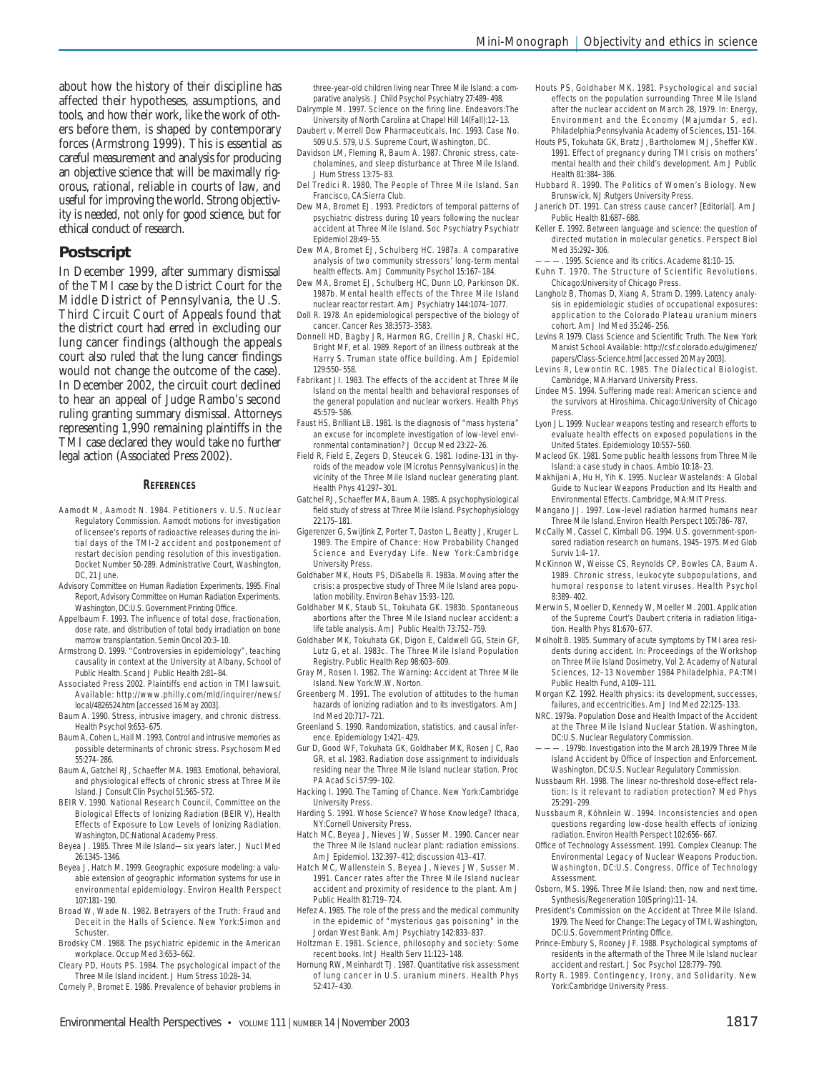about how the history of their discipline has affected their hypotheses, assumptions, and tools, and how their work, like the work of others before them, is shaped by contemporary forces (Armstrong 1999). This is essential as careful measurement and analysis for producing an objective science that will be maximally rigorous, rational, reliable in courts of law, and useful for improving the world. Strong objectivity is needed, not only for good science, but for ethical conduct of research.

## Postscript

In December 1999, after summary dismissal of the TMI case by the District Court for the Middle District of Pennsylvania, the U.S. Third Circuit Court of Appeals found that the district court had erred in excluding our lung cancer findings (although the appeals court also ruled that the lung cancer findings would not change the outcome of the case). In December 2002, the circuit court declined to hear an appeal of Judge Rambo's second ruling granting summary dismissal. Attorneys representing 1,990 remaining plaintiffs in the TMI case declared they would take no further legal action (Associated Press 2002).

### References

Aamodt M, Aamodt N. 1984. Petitioners v. U.S. Nuclear Regulatory Commission. Aamodt motions for investigation of licensee's reports of radioactive releases during the initial days of the TMI-2 accident and postponement of restart decision pending resolution of this investigation. Docket Number 50-289. Administrative Court, Washington, DC, 21 June.

Advisory Committee on Human Radiation Experiments. 1995. Final Report, Advisory Committee on Human Radiation Experiments. Washington, DC:U.S. Government Printing Office.

Appelbaum F. 1993. The influence of total dose, fractionation, dose rate, and distribution of total body irradiation on bone marrow transplantation. Semin Oncol 20:3–10.

Armstrong D. 1999. "Controversies in epidemiology", teaching causality in context at the University at Albany, School of Public Health. Scand J Public Health 2:81–84.

Associated Press 2002. Plaintiffs end action in TMI lawsuit. Available: http://www.philly.com/mld/inquirer/news/local/4826524.htm [accessed 16 May 2003].

Baum A. 1990. Stress, intrusive imagery, and chronic distress. Health Psychol 9:653–675.

Baum A, Cohen L, Hall M. 1993. Control and intrusive memories as possible determinants of chronic stress. Psychosom Med 55:274–286.

Baum A, Gatchel RJ, Schaeffer MA. 1983. Emotional, behavioral, and physiological effects of chronic stress at Three Mile Island. J Consult Clin Psychol 51:565–572.

BEIR V. 1990. National Research Council, Committee on the Biological Effects of Ionizing Radiation (BEIR V), Health Effects of Exposure to Low Levels of Ionizing Radiation. Washington, DC:National Academy Press.

Beyea J. 1985. Three Mile Island—six years later. J Nucl Med 26:1345–1346.

Beyea J, Hatch M. 1999. Geographic exposure modeling: a valuable extension of geographic information systems for use in environmental epidemiology. Environ Health Perspect 107:181–190.

Broad W, Wade N. 1982. Betrayers of the Truth: Fraud and Deceit in the Halls of Science. New York:Simon and Schuster.

Brodsky CM. 1988. The psychiatric epidemic in the American workplace. Occup Med 3:653–662.

Cleary PD, Houts PS. 1984. The psychological impact of the Three Mile Island incident. J Hum Stress 10:28–34.

Cornely P, Bromet E. 1986. Prevalence of behavior problems in three-year-old children living near Three Mile Island: a comparative analysis. J Child Psychol Psychiatry 27:489–498.

Dalrymple M. 1997. Science on the firing line. Endeavors:The University of North Carolina at Chapel Hill 14(Fall):12–13.

Daubert v. Merrell Dow Pharmaceuticals, Inc. 1993. Case No. 509 U.S. 579, U.S. Supreme Court, Washington, DC.

Davidson LM, Fleming R, Baum A. 1987. Chronic stress, catecholamines, and sleep disturbance at Three Mile Island. J Hum Stress 13:75–83.

Del Tredici R. 1980. The People of Three Mile Island. San Francisco, CA:Sierra Club.

Dew MA, Bromet EJ. 1993. Predictors of temporal patterns of psychiatric distress during 10 years following the nuclear accident at Three Mile Island. Soc Psychiatry Psychiatr Epidemiol 28:49–55.

Dew MA, Bromet EJ, Schulberg HC. 1987a. A comparative analysis of two community stressors' long-term mental health effects. Am J Community Psychol 15:167–184.

Dew MA, Bromet EJ, Schulberg HC, Dunn LO, Parkinson DK. 1987b. Mental health effects of the Three Mile Island nuclear reactor restart. Am J Psychiatry 144:1074–1077.

Doll R. 1978. An epidemiological perspective of the biology of cancer. Cancer Res 38:3573–3583.

Donnell HD, Bagby JR, Harmon RG, Crellin JR, Chaski HC, Bright MF, et al. 1989. Report of an illness outbreak at the Harry S. Truman state office building. Am J Epidemiol 129:550–558.

Fabrikant JI. 1983. The effects of the accident at Three Mile Island on the mental health and behavioral responses of the general population and nuclear workers. Health Phys 45:579–586.

Faust HS, Brilliant LB. 1981. Is the diagnosis of "mass hysteria" an excuse for incomplete investigation of low-level environmental contamination? J Occup Med 23:22–26.

Field R, Field E, Zegers D, Steucek G. 1981. Iodine-131 in thyroids of the meadow vole (Microtus Pennsylvanicus) in the vicinity of the Three Mile Island nuclear generating plant. Health Phys 41:297–301.

Gatchel RJ, Schaeffer MA, Baum A. 1985. A psychophysiological field study of stress at Three Mile Island. Psychophysiology 22:175–181.

Gigerenzer G, Swijtink Z, Porter T, Daston L, Beatty J, Kruger L. 1989. The Empire of Chance: How Probability Changed Science and Everyday Life. New York:Cambridge University Press.

Goldhaber MK, Houts PS, DiSabella R. 1983a. Moving after the crisis: a prospective study of Three Mile Island area population mobility. Environ Behav 15:93–120.

Goldhaber MK, Staub SL, Tokuhata GK. 1983b. Spontaneous abortions after the Three Mile Island nuclear accident: a life table analysis. Am J Public Health 73:752–759.

Goldhaber MK, Tokuhata GK, Digon E, Caldwell GG, Stein GF, Lutz G, et al. 1983c. The Three Mile Island Population Registry. Public Health Rep 98:603–609.

Gray M, Rosen I. 1982. The Warning: Accident at Three Mile Island. New York:W.W. Norton.

Greenberg M. 1991. The evolution of attitudes to the human hazards of ionizing radiation and to its investigators. Am J Ind Med 20:717–721.

Greenland S. 1990. Randomization, statistics, and causal inference. Epidemiology 1:421–429.

Gur D, Good WF, Tokuhata GK, Goldhaber MK, Rosen JC, Rao GR, et al. 1983. Radiation dose assignment to individuals residing near the Three Mile Island nuclear station. Proc PA Acad Sci 57:99–102.

Hacking I. 1990. The Taming of Chance. New York:Cambridge University Press.

Harding S. 1991. Whose Science? Whose Knowledge? Ithaca, NY:Cornell University Press.

Hatch MC, Beyea J, Nieves JW, Susser M. 1990. Cancer near the Three Mile Island nuclear plant: radiation emissions. Am J Epidemiol. 132:397–412; discussion 413–417.

Hatch MC, Wallenstein S, Beyea J, Nieves JW, Susser M. 1991. Cancer rates after the Three Mile Island nuclear accident and proximity of residence to the plant. Am J Public Health 81:719–724.

Hefez A. 1985. The role of the press and the medical community in the epidemic of "mysterious gas poisoning" in the Jordan West Bank. Am J Psychiatry 142:833–837.

Holtzman E. 1981. Science, philosophy and society: Some recent books. Int J Health Serv 11:123–148.

Hornung RW, Meinhardt TJ. 1987. Quantitative risk assessment of lung cancer in U.S. uranium miners. Health Phys 52:417–430.

Houts PS, Goldhaber MK. 1981. Psychological and social effects on the population surrounding Three Mile Island after the nuclear accident on March 28, 1979. In: Energy, Environment and the Economy (Majumdar S, ed). Philadelphia:Pennsylvania Academy of Sciences, 151–164.

Houts PS, Tokuhata GK, Bratz J, Bartholomew MJ, Sheffer KW. 1991. Effect of pregnancy during TMI crisis on mothers' mental health and their child's development. Am J Public Health 81:384–386.

Hubbard R. 1990. The Politics of Women's Biology. New Brunswick, NJ:Rutgers University Press.

Janerich DT. 1991. Can stress cause cancer? [Editorial]. Am J Public Health 81:687–688.

Keller E. 1992. Between language and science: the question of directed mutation in molecular genetics. Perspect Biol Med 35:292–306.

———. 1995. Science and its critics. Academe 81:10–15.

Kuhn T. 1970. The Structure of Scientific Revolutions. Chicago:University of Chicago Press.

Langholz B, Thomas D, Xiang A, Stram D. 1999. Latency analysis in epidemiologic studies of occupational exposures: application to the Colorado Plateau uranium miners cohort. Am J Ind Med 35:246–256.

Levins R 1979. Class Science and Scientific Truth. The New York Marxist School Available: http://csf.colorado.edu/gimenez/papers/Class-Science.html [accessed 20 May 2003].

Levins R, Lewontin RC. 1985. The Dialectical Biologist. Cambridge, MA:Harvard University Press.

Lindee MS. 1994. Suffering made real: American science and the survivors at Hiroshima. Chicago:University of Chicago Press.

Lyon JL. 1999. Nuclear weapons testing and research efforts to evaluate health effects on exposed populations in the United States. Epidemiology 10:557–560.

Macleod GK. 1981. Some public health lessons from Three Mile Island: a case study in chaos. Ambio 10:18–23.

Makhijani A, Hu H, Yih K. 1995. Nuclear Wastelands: A Global Guide to Nuclear Weapons Production and Its Health and Environmental Effects. Cambridge, MA:MIT Press.

Mangano JJ. 1997. Low-level radiation harmed humans near Three Mile Island. Environ Health Perspect 105:786–787.

McCally M, Cassel C, Kimball DG. 1994. U.S. government-sponsored radiation research on humans, 1945–1975. Med Glob Surviv 1:4–17.

McKinnon W, Weisse CS, Reynolds CP, Bowles CA, Baum A. 1989. Chronic stress, leukocyte subpopulations, and humoral response to latent viruses. Health Psychol 8:389–402.

Merwin S, Moeller D, Kennedy W, Moeller M. 2001. Application of the Supreme Court's Daubert criteria in radiation litigation. Health Phys 81:670–677.

Molholt B. 1985. Summary of acute symptoms by TMI area residents during accident. In: Proceedings of the Workshop on Three Mile Island Dosimetry, Vol 2. Academy of Natural Sciences, 12–13 November 1984 Philadelphia, PA:TMI Public Health Fund, A109–111.

Morgan KZ. 1992. Health physics: its development, successes, failures, and eccentricities. Am J Ind Med 22:125–133.

NRC. 1979a. Population Dose and Health Impact of the Accident at the Three Mile Island Nuclear Station. Washington, DC:U.S. Nuclear Regulatory Commission.

———. 1979b. Investigation into the March 28,1979 Three Mile Island Accident by Office of Inspection and Enforcement. Washington, DC:U.S. Nuclear Regulatory Commission.

Nussbaum RH. 1998. The linear no-threshold dose-effect relation: Is it relevant to radiation protection? Med Phys 25:291–299.

Nussbaum R, Köhnlein W. 1994. Inconsistencies and open questions regarding low-dose health effects of ionizing radiation. Environ Health Perspect 102:656–667.

Office of Technology Assessment. 1991. Complex Cleanup: The Environmental Legacy of Nuclear Weapons Production. Washington, DC:U.S. Congress, Office of Technology Assessment.

Osborn, MS. 1996. Three Mile Island: then, now and next time. Synthesis/Regeneration 10(Spring):11–14.

President's Commission on the Accident at Three Mile Island. 1979. The Need for Change: The Legacy of TMI. Washington, DC:U.S. Government Printing Office.

Prince-Embury S, Rooney JF. 1988. Psychological symptoms of residents in the aftermath of the Three Mile Island nuclear accident and restart. J Soc Psychol 128:779–790.

Rorty R. 1989. Contingency, Irony, and Solidarity. New York:Cambridge University Press.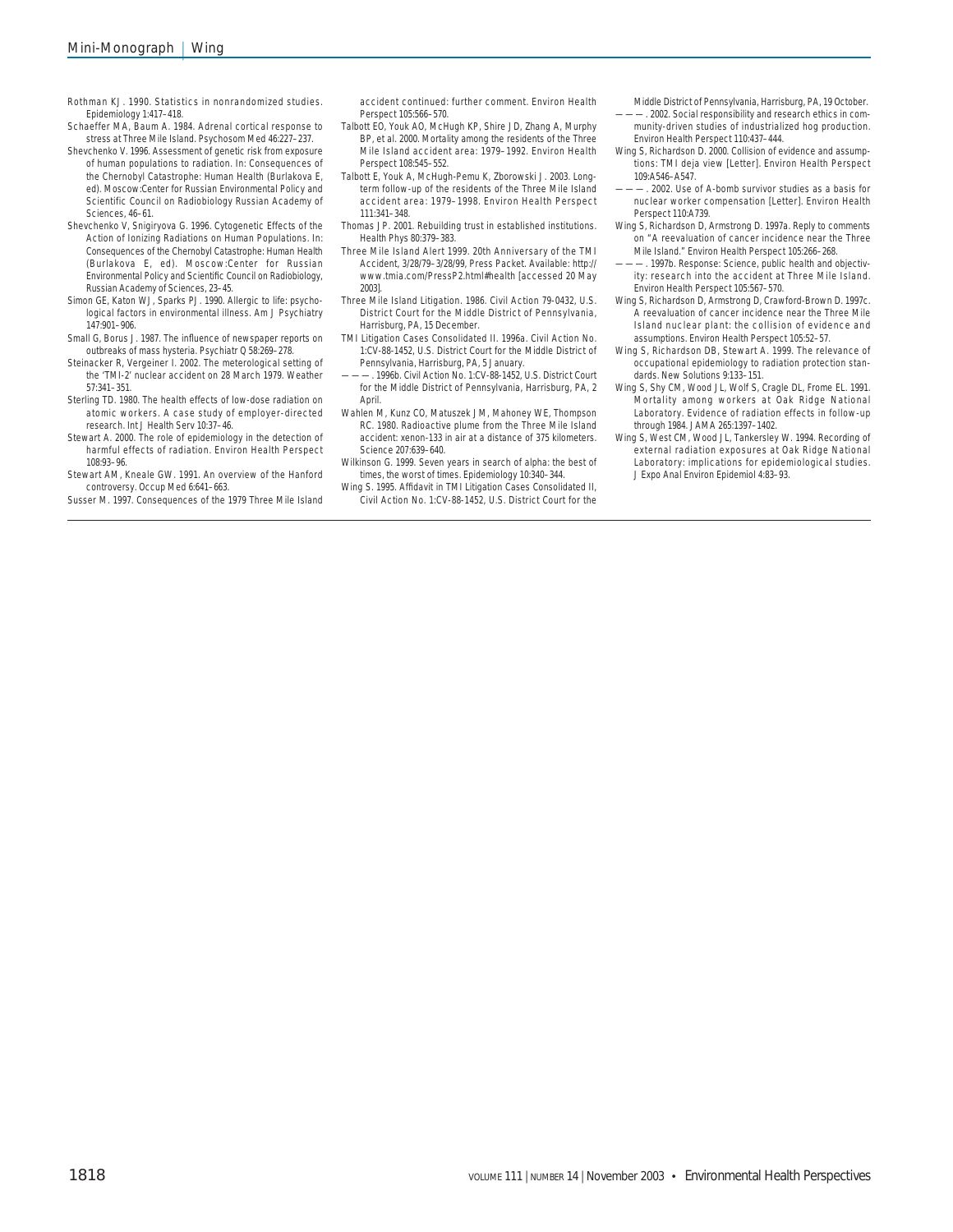Rothman KJ. 1990. Statistics in nonrandomized studies. Epidemiology 1:417–418.

Schaeffer MA, Baum A. 1984. Adrenal cortical response to stress at Three Mile Island. Psychosom Med 46:227–237.

Shevchenko V. 1996. Assessment of genetic risk from exposure of human populations to radiation. In: Consequences of the Chernobyl Catastrophe: Human Health (Burlakova E, ed). Moscow:Center for Russian Environmental Policy and Scientific Council on Radiobiology Russian Academy of Sciences, 46–61.

Shevchenko V, Snigiryova G. 1996. Cytogenetic Effects of the Action of Ionizing Radiations on Human Populations. In: Consequences of the Chernobyl Catastrophe: Human Health (Burlakova E, ed). Moscow:Center for Russian Environmental Policy and Scientific Council on Radiobiology, Russian Academy of Sciences, 23–45.

Simon GE, Katon WJ, Sparks PJ. 1990. Allergic to life: psychological factors in environmental illness. Am J Psychiatry 147:901–906.

Small G, Borus J. 1987. The influence of newspaper reports on outbreaks of mass hysteria. Psychiatr Q 58:269–278.

Steinacker R, Vergeiner I. 2002. The meterological setting of the 'TMI-2' nuclear accident on 28 March 1979. Weather 57:341–351.

Sterling TD. 1980. The health effects of low-dose radiation on atomic workers. A case study of employer-directed research. Int J Health Serv 10:37–46.

Stewart A. 2000. The role of epidemiology in the detection of harmful effects of radiation. Environ Health Perspect 108:93–96.

Stewart AM, Kneale GW. 1991. An overview of the Hanford controversy. Occup Med 6:641–663.

Susser M. 1997. Consequences of the 1979 Three Mile Island accident continued: further comment. Environ Health Perspect 105:566–570.

Talbott EO, Youk AO, McHugh KP, Shire JD, Zhang A, Murphy BP, et al. 2000. Mortality among the residents of the Three Mile Island accident area: 1979–1992. Environ Health Perspect 108:545–552.

Talbott E, Youk A, McHugh-Pemu K, Zborowski J. 2003. Long-term follow-up of the residents of the Three Mile Island accident area: 1979–1998. Environ Health Perspect 111:341–348.

Thomas JP. 2001. Rebuilding trust in established institutions. Health Phys 80:379–383.

Three Mile Island Alert 1999. 20th Anniversary of the TMI Accident, 3/28/79–3/28/99, Press Packet. Available: http://www.tmia.com/PressP2.html#health [accessed 20 May 2003].

Three Mile Island Litigation. 1986. Civil Action 79-0432, U.S. District Court for the Middle District of Pennsylvania, Harrisburg, PA, 15 December.

TMI Litigation Cases Consolidated II. 1996a. Civil Action No. 1:CV-88-1452, U.S. District Court for the Middle District of Pennsylvania, Harrisburg, PA, 5 January.

———. 1996b. Civil Action No. 1:CV-88-1452, U.S. District Court for the Middle District of Pennsylvania, Harrisburg, PA, 2 April.

Wahlen M, Kunz CO, Matuszek JM, Mahoney WE, Thompson RC. 1980. Radioactive plume from the Three Mile Island accident: xenon-133 in air at a distance of 375 kilometers. Science 207:639–640.

Wilkinson G. 1999. Seven years in search of alpha: the best of times, the worst of times. Epidemiology 10:340–344.

Wing S. 1995. Affidavit in TMI Litigation Cases Consolidated II, Civil Action No. 1:CV-88-1452, U.S. District Court for the Middle District of Pennsylvania, Harrisburg, PA, 19 October.

———. 2002. Social responsibility and research ethics in community-driven studies of industrialized hog production. Environ Health Perspect 110:437–444.

Wing S, Richardson D. 2000. Collision of evidence and assumptions: TMI deja view [Letter]. Environ Health Perspect 109:A546–A547.

———. 2002. Use of A-bomb survivor studies as a basis for nuclear worker compensation [Letter]. Environ Health Perspect 110:A739.

Wing S, Richardson D, Armstrong D. 1997a. Reply to comments on "A reevaluation of cancer incidence near the Three Mile Island." Environ Health Perspect 105:266–268.

———. 1997b. Response: Science, public health and objectivity: research into the accident at Three Mile Island. Environ Health Perspect 105:567–570.

Wing S, Richardson D, Armstrong D, Crawford-Brown D. 1997c. A reevaluation of cancer incidence near the Three Mile Island nuclear plant: the collision of evidence and assumptions. Environ Health Perspect 105:52–57.

Wing S, Richardson DB, Stewart A. 1999. The relevance of occupational epidemiology to radiation protection standards. New Solutions 9:133–151.

Wing S, Shy CM, Wood JL, Wolf S, Cragle DL, Frome EL. 1991. Mortality among workers at Oak Ridge National Laboratory. Evidence of radiation effects in follow-up through 1984. JAMA 265:1397–1402.

Wing S, West CM, Wood JL, Tankersley W. 1994. Recording of external radiation exposures at Oak Ridge National Laboratory: implications for epidemiological studies. J Expo Anal Environ Epidemiol 4:83–93.